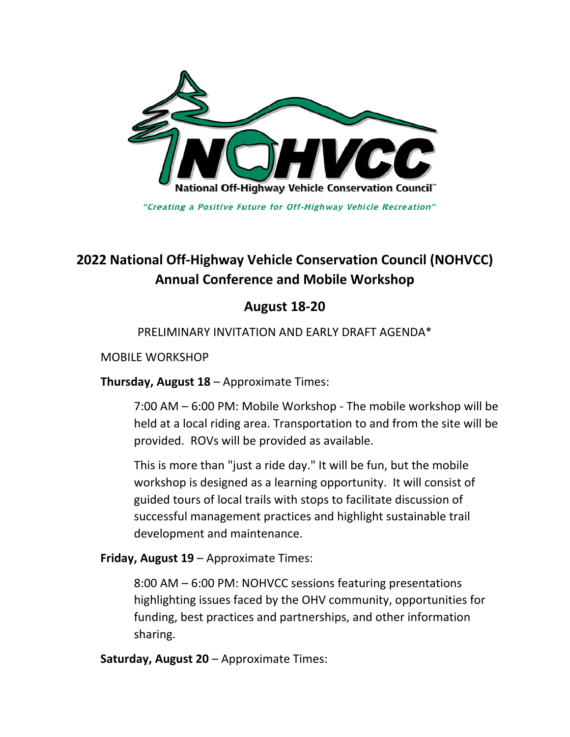NOHVCC

National Off-Highway Vehicle Conservation Council™

*"Creating a Positive Future for Off-Highway Vehicle Recreation"*

# 2022 National Off-Highway Vehicle Conservation Council (NOHVCC) Annual Conference and Mobile Workshop

## August 18-20

PRELIMINARY INVITATION AND EARLY DRAFT AGENDA*

MOBILE WORKSHOP

**Thursday, August 18** – Approximate Times:

7:00 AM – 6:00 PM: Mobile Workshop - The mobile workshop will be held at a local riding area. Transportation to and from the site will be provided. ROVs will be provided as available.

This is more than "just a ride day." It will be fun, but the mobile workshop is designed as a learning opportunity. It will consist of guided tours of local trails with stops to facilitate discussion of successful management practices and highlight sustainable trail development and maintenance.

**Friday, August 19** – Approximate Times:

8:00 AM – 6:00 PM: NOHVCC sessions featuring presentations highlighting issues faced by the OHV community, opportunities for funding, best practices and partnerships, and other information sharing.

**Saturday, August 20** – Approximate Times: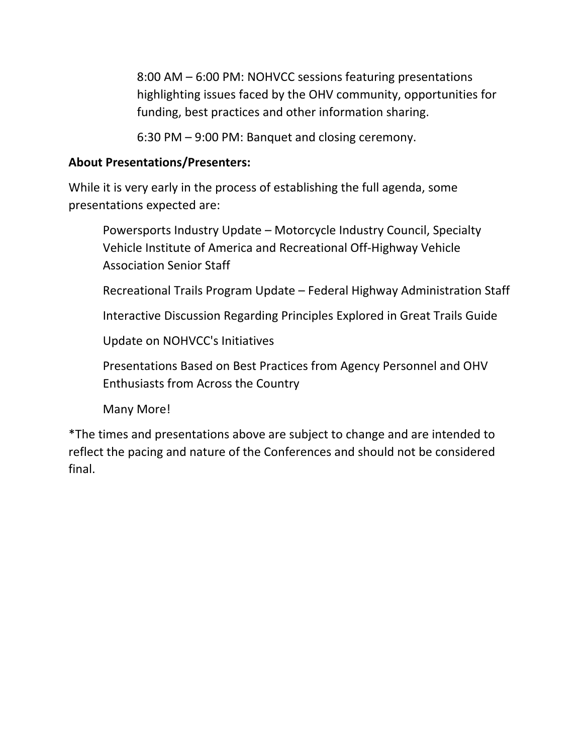8:00 AM – 6:00 PM: NOHVCC sessions featuring presentations highlighting issues faced by the OHV community, opportunities for funding, best practices and other information sharing.

6:30 PM – 9:00 PM: Banquet and closing ceremony.

**About Presentations/Presenters:**

While it is very early in the process of establishing the full agenda, some presentations expected are:

Powersports Industry Update – Motorcycle Industry Council, Specialty Vehicle Institute of America and Recreational Off-Highway Vehicle Association Senior Staff

Recreational Trails Program Update – Federal Highway Administration Staff

Interactive Discussion Regarding Principles Explored in Great Trails Guide

Update on NOHVCC's Initiatives

Presentations Based on Best Practices from Agency Personnel and OHV Enthusiasts from Across the Country

Many More!

*The times and presentations above are subject to change and are intended to reflect the pacing and nature of the Conferences and should not be considered final.